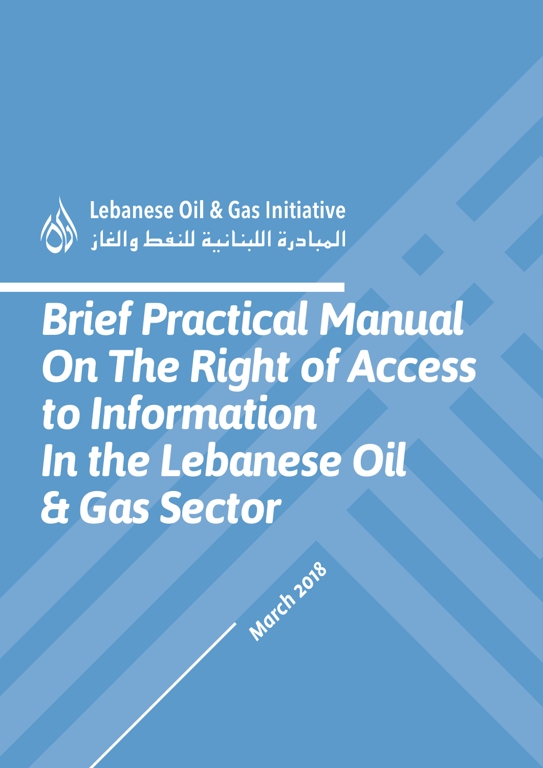Lebanese Oil & Gas Initiative

المبادرة اللبنانية للنفط والغاز

# *Brief Practical Manual On The Right of Access to Information In the Lebanese Oil & Gas Sector*

*March 2018*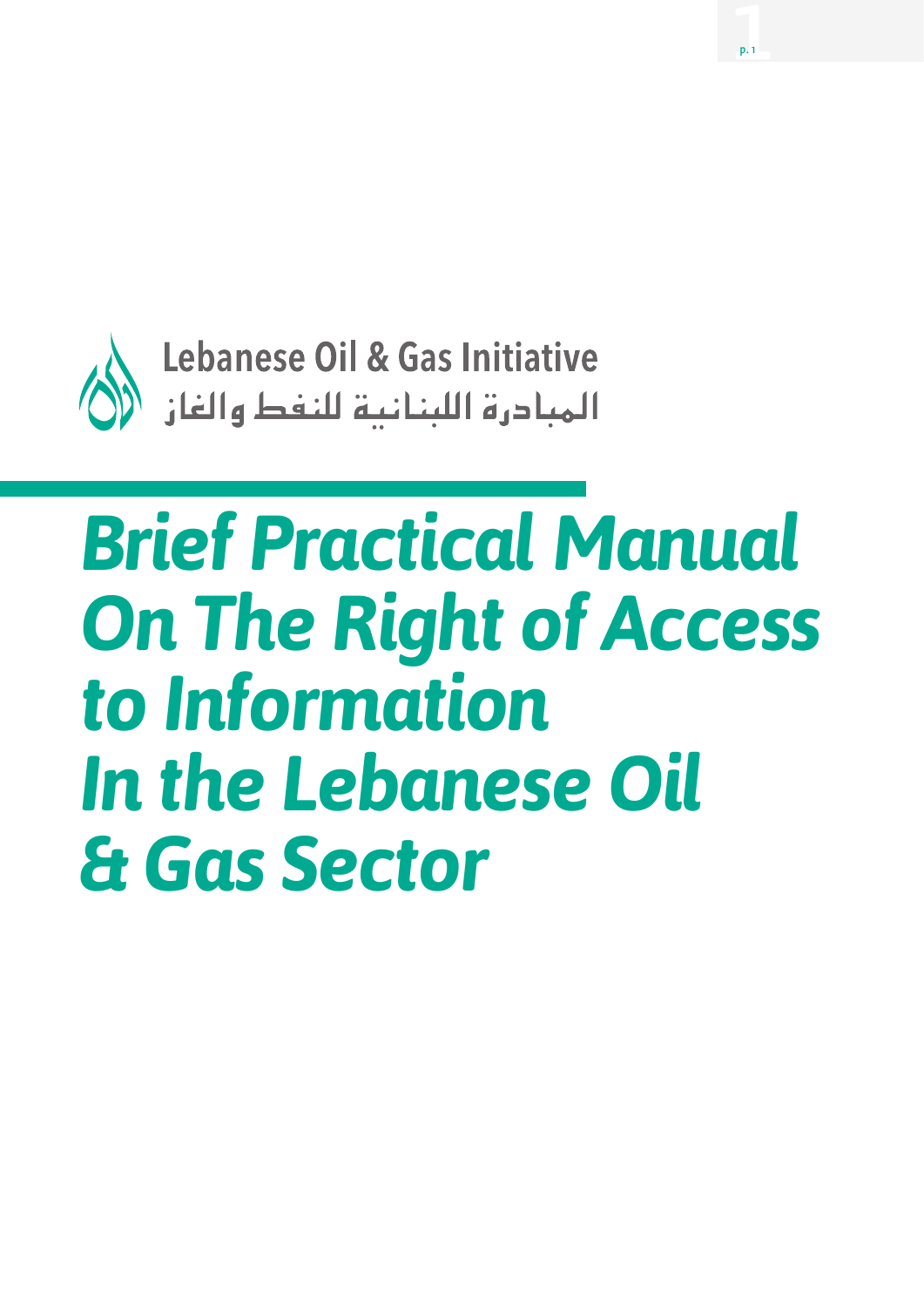Lebanese Oil & Gas Initiative

المبادرة اللبنانية للنفط والغاز

# *Brief Practical Manual On The Right of Access to Information In the Lebanese Oil & Gas Sector*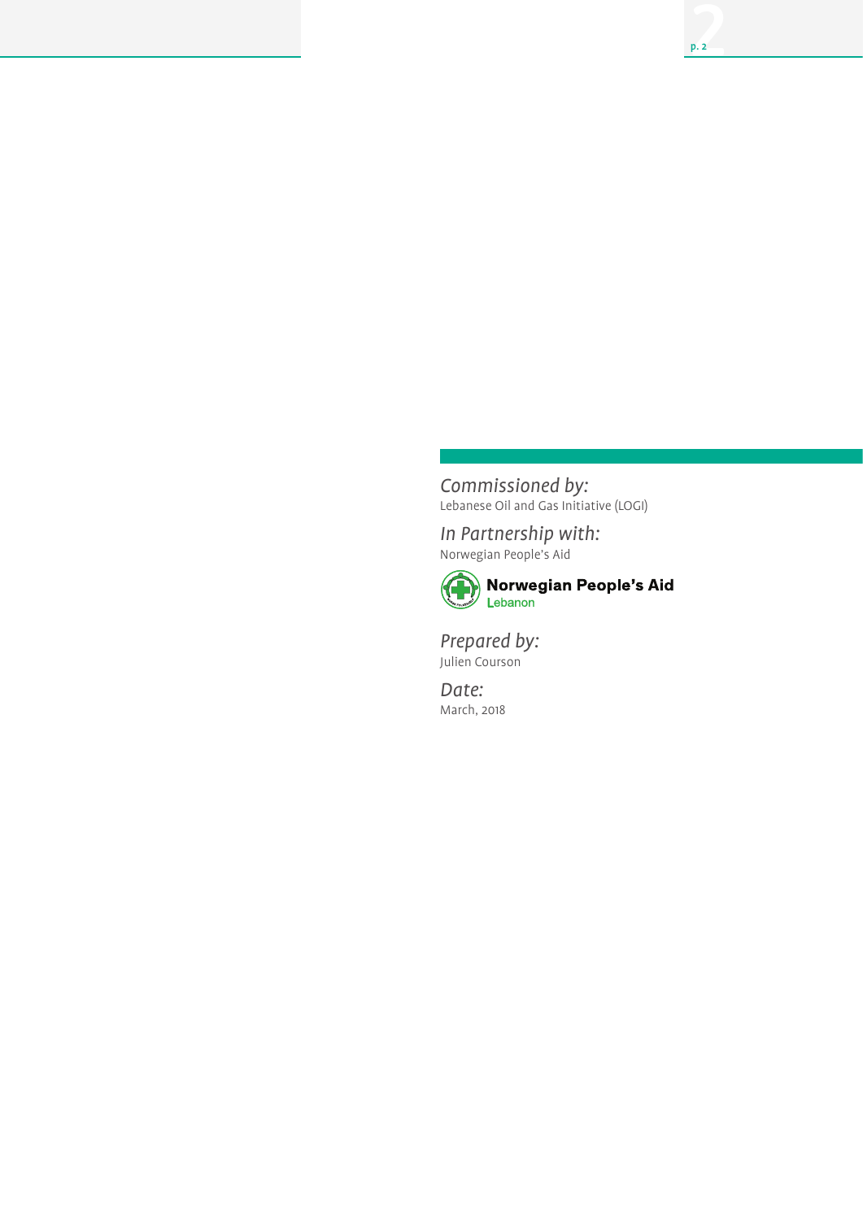*Commissioned by:*
Lebanese Oil and Gas Initiative (LOGI)

*In Partnership with:*
Norwegian People's Aid

**Norwegian People's Aid**
Lebanon

*Prepared by:*
Julien Courson

*Date:*
March, 2018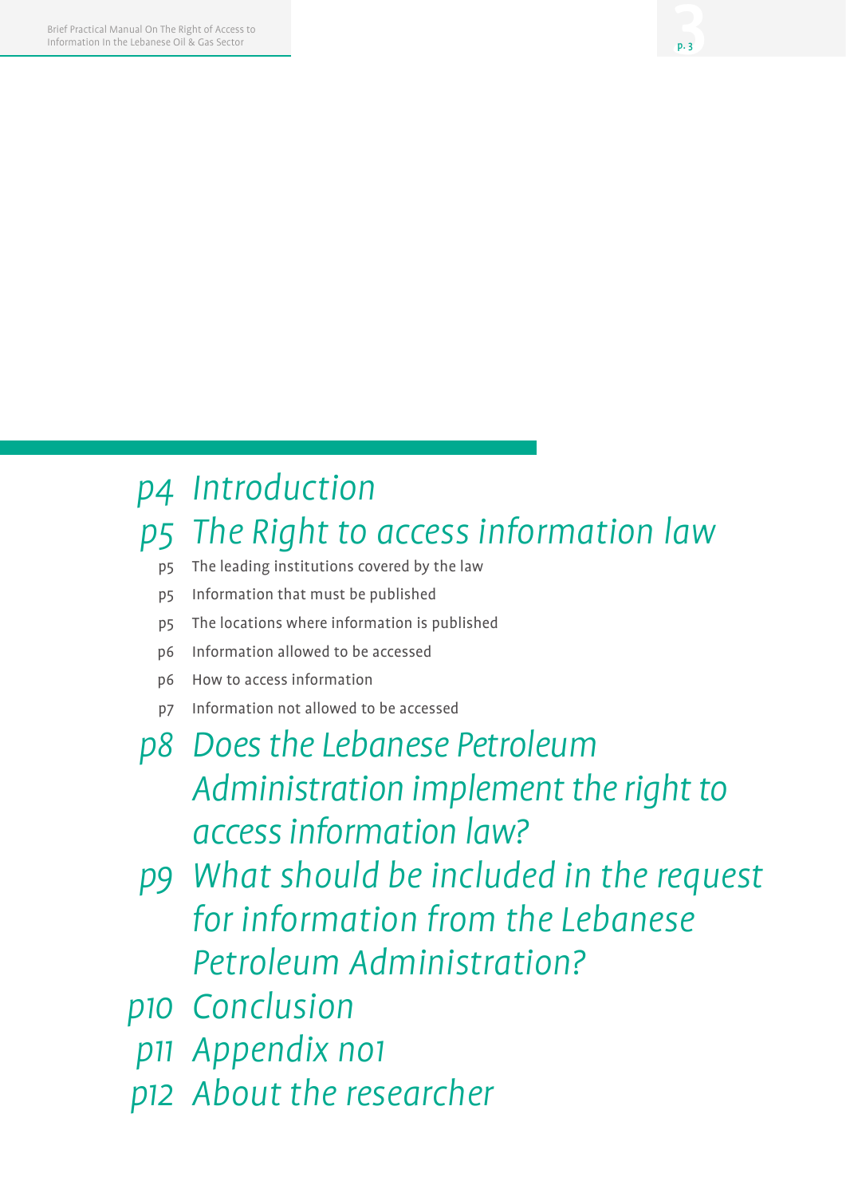- p4 *Introduction*
- p5 *The Right to access information law*
  - p5 The leading institutions covered by the law
  - p5 Information that must be published
  - p5 The locations where information is published
  - p6 Information allowed to be accessed
  - p6 How to access information
  - p7 Information not allowed to be accessed
- p8 *Does the Lebanese Petroleum Administration implement the right to access information law?*
- p9 *What should be included in the request for information from the Lebanese Petroleum Administration?*
- p10 *Conclusion*
- p11 *Appendix no1*
- p12 *About the researcher*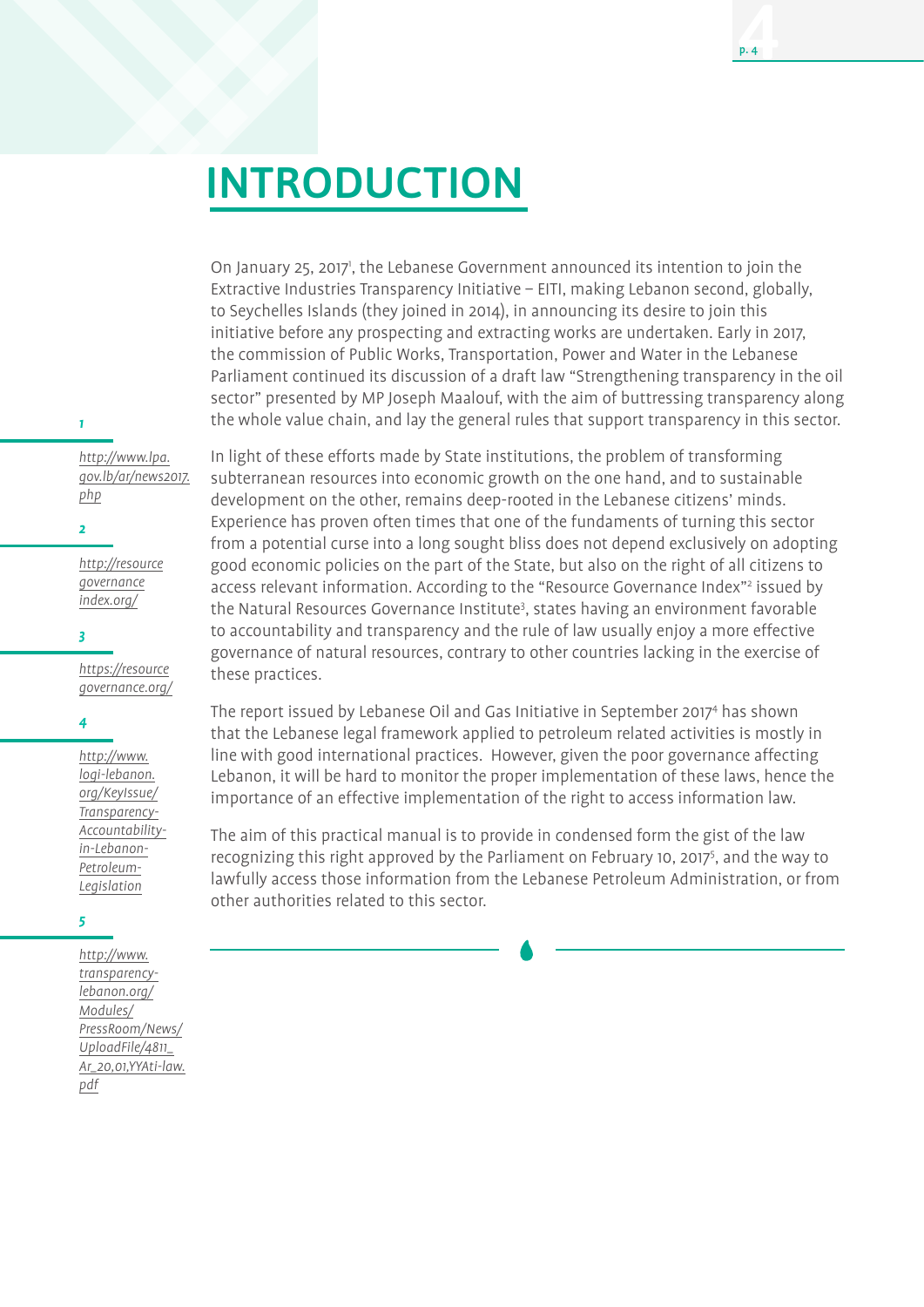# INTRODUCTION

On January 25, 2017[1], the Lebanese Government announced its intention to join the Extractive Industries Transparency Initiative – EITI, making Lebanon second, globally, to Seychelles Islands (they joined in 2014), in announcing its desire to join this initiative before any prospecting and extracting works are undertaken. Early in 2017, the commission of Public Works, Transportation, Power and Water in the Lebanese Parliament continued its discussion of a draft law "Strengthening transparency in the oil sector" presented by MP Joseph Maalouf, with the aim of buttressing transparency along the whole value chain, and lay the general rules that support transparency in this sector.

In light of these efforts made by State institutions, the problem of transforming subterranean resources into economic growth on the one hand, and to sustainable development on the other, remains deep-rooted in the Lebanese citizens' minds. Experience has proven often times that one of the fundaments of turning this sector from a potential curse into a long sought bliss does not depend exclusively on adopting good economic policies on the part of the State, but also on the right of all citizens to access relevant information. According to the "Resource Governance Index"[2] issued by the Natural Resources Governance Institute[3], states having an environment favorable to accountability and transparency and the rule of law usually enjoy a more effective governance of natural resources, contrary to other countries lacking in the exercise of these practices.

The report issued by Lebanese Oil and Gas Initiative in September 2017[4] has shown that the Lebanese legal framework applied to petroleum related activities is mostly in line with good international practices. However, given the poor governance affecting Lebanon, it will be hard to monitor the proper implementation of these laws, hence the importance of an effective implementation of the right to access information law.

The aim of this practical manual is to provide in condensed form the gist of the law recognizing this right approved by the Parliament on February 10, 2017[5], and the way to lawfully access those information from the Lebanese Petroleum Administration, or from other authorities related to this sector.

---

1. http://www.lpa.gov.lb/ar/news2017.php
2. http://resourcegovernanceindex.org/
3. https://resourcegovernance.org/
4. http://www.logi-lebanon.org/KeyIssue/Transparency-Accountability-in-Lebanon-Petroleum-Legislation
5. http://www.transparency-lebanon.org/Modules/PressRoom/News/UploadFile/4811_Ar_20,01,YYAti-law.pdf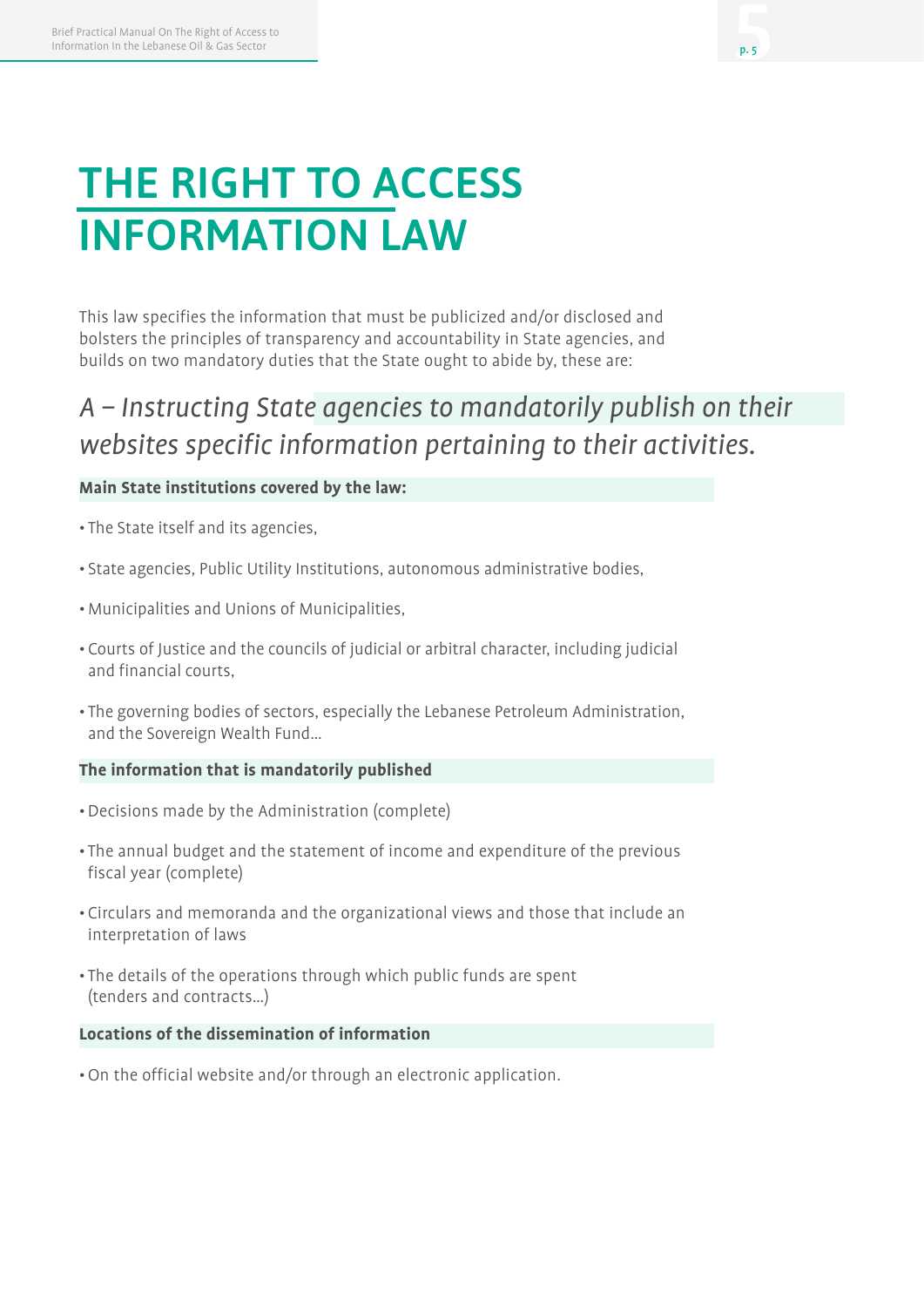# THE RIGHT TO ACCESS INFORMATION LAW

This law specifies the information that must be publicized and/or disclosed and bolsters the principles of transparency and accountability in State agencies, and builds on two mandatory duties that the State ought to abide by, these are:

## *A – Instructing State agencies to mandatorily publish on their websites specific information pertaining to their activities.*

**Main State institutions covered by the law:**

- The State itself and its agencies,
- State agencies, Public Utility Institutions, autonomous administrative bodies,
- Municipalities and Unions of Municipalities,
- Courts of Justice and the councils of judicial or arbitral character, including judicial and financial courts,
- The governing bodies of sectors, especially the Lebanese Petroleum Administration, and the Sovereign Wealth Fund…

**The information that is mandatorily published**

- Decisions made by the Administration (complete)
- The annual budget and the statement of income and expenditure of the previous fiscal year (complete)
- Circulars and memoranda and the organizational views and those that include an interpretation of laws
- The details of the operations through which public funds are spent (tenders and contracts…)

**Locations of the dissemination of information**

- On the official website and/or through an electronic application.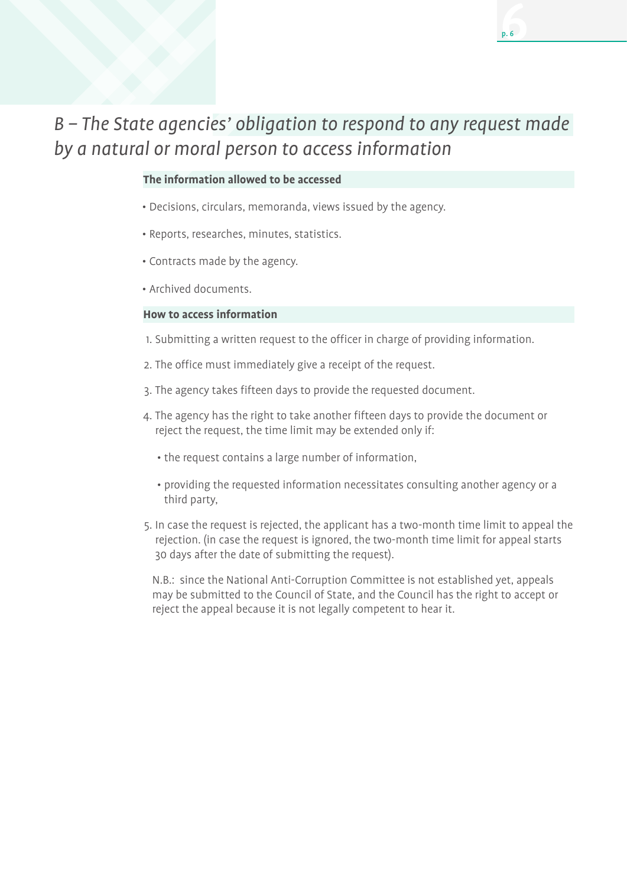## *B – The State agencies' obligation to respond to any request made by a natural or moral person to access information*

### The information allowed to be accessed

- Decisions, circulars, memoranda, views issued by the agency.
- Reports, researches, minutes, statistics.
- Contracts made by the agency.
- Archived documents.

### How to access information

1. Submitting a written request to the officer in charge of providing information.
2. The office must immediately give a receipt of the request.
3. The agency takes fifteen days to provide the requested document.
4. The agency has the right to take another fifteen days to provide the document or reject the request, the time limit may be extended only if:
   - the request contains a large number of information,
   - providing the requested information necessitates consulting another agency or a third party,
5. In case the request is rejected, the applicant has a two-month time limit to appeal the rejection. (in case the request is ignored, the two-month time limit for appeal starts 30 days after the date of submitting the request).

   N.B.: since the National Anti-Corruption Committee is not established yet, appeals may be submitted to the Council of State, and the Council has the right to accept or reject the appeal because it is not legally competent to hear it.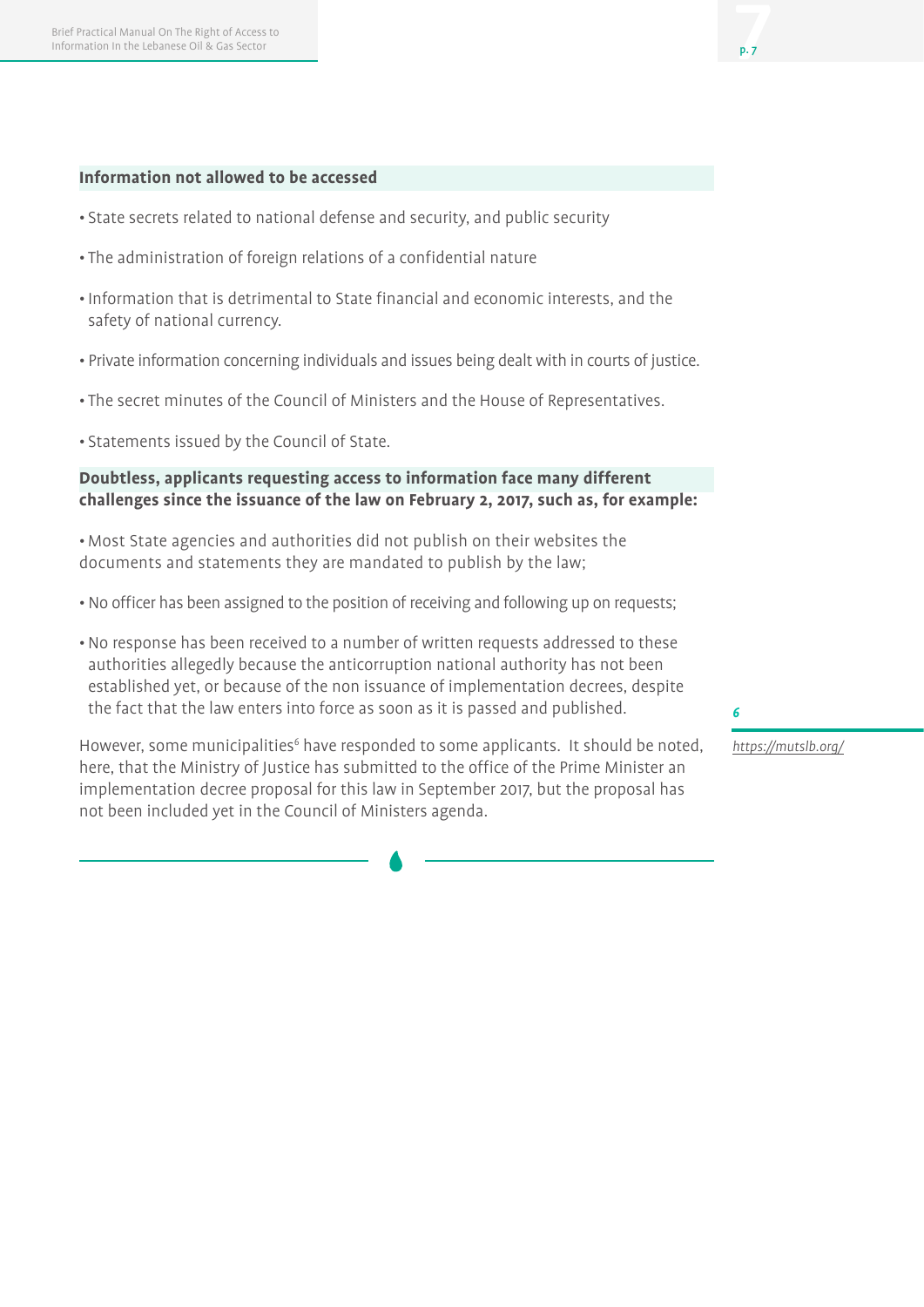**Information not allowed to be accessed**

- State secrets related to national defense and security, and public security
- The administration of foreign relations of a confidential nature
- Information that is detrimental to State financial and economic interests, and the safety of national currency.
- Private information concerning individuals and issues being dealt with in courts of justice.
- The secret minutes of the Council of Ministers and the House of Representatives.
- Statements issued by the Council of State.

**Doubtless, applicants requesting access to information face many different challenges since the issuance of the law on February 2, 2017, such as, for example:**

- Most State agencies and authorities did not publish on their websites the documents and statements they are mandated to publish by the law;
- No officer has been assigned to the position of receiving and following up on requests;
- No response has been received to a number of written requests addressed to these authorities allegedly because the anticorruption national authority has not been established yet, or because of the non issuance of implementation decrees, despite the fact that the law enters into force as soon as it is passed and published.

However, some municipalities[6] have responded to some applicants. It should be noted, here, that the Ministry of Justice has submitted to the office of the Prime Minister an implementation decree proposal for this law in September 2017, but the proposal has not been included yet in the Council of Ministers agenda.

[6] https://mutslb.org/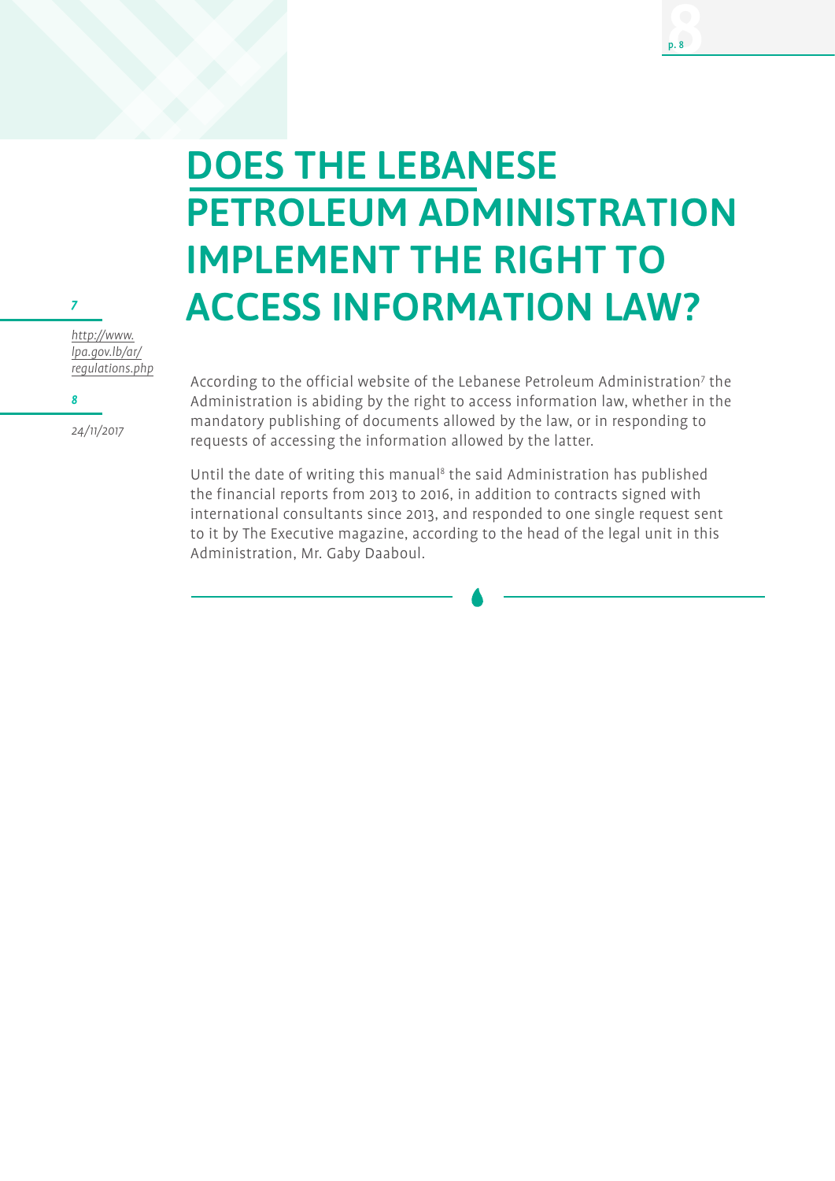# DOES THE LEBANESE PETROLEUM ADMINISTRATION IMPLEMENT THE RIGHT TO ACCESS INFORMATION LAW?

According to the official website of the Lebanese Petroleum Administration[7] the Administration is abiding by the right to access information law, whether in the mandatory publishing of documents allowed by the law, or in responding to requests of accessing the information allowed by the latter.

Until the date of writing this manual[8] the said Administration has published the financial reports from 2013 to 2016, in addition to contracts signed with international consultants since 2013, and responded to one single request sent to it by The Executive magazine, according to the head of the legal unit in this Administration, Mr. Gaby Daaboul.

---

*7* *http://www.lpa.gov.lb/ar/regulations.php*

*8* *24/11/2017*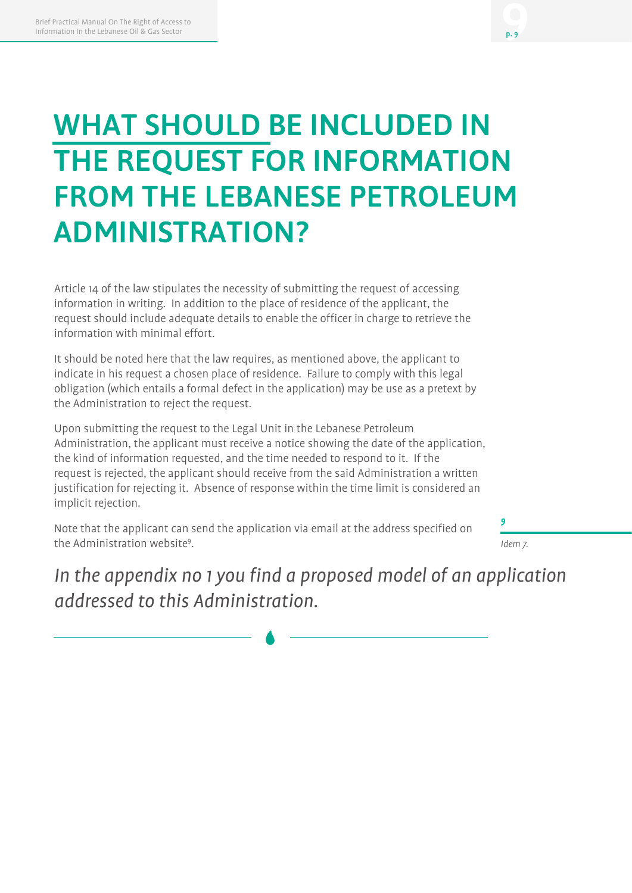# WHAT SHOULD BE INCLUDED IN THE REQUEST FOR INFORMATION FROM THE LEBANESE PETROLEUM ADMINISTRATION?

Article 14 of the law stipulates the necessity of submitting the request of accessing information in writing. In addition to the place of residence of the applicant, the request should include adequate details to enable the officer in charge to retrieve the information with minimal effort.

It should be noted here that the law requires, as mentioned above, the applicant to indicate in his request a chosen place of residence. Failure to comply with this legal obligation (which entails a formal defect in the application) may be use as a pretext by the Administration to reject the request.

Upon submitting the request to the Legal Unit in the Lebanese Petroleum Administration, the applicant must receive a notice showing the date of the application, the kind of information requested, and the time needed to respond to it. If the request is rejected, the applicant should receive from the said Administration a written justification for rejecting it. Absence of response within the time limit is considered an implicit rejection.

Note that the applicant can send the application via email at the address specified on the Administration website[9].

*In the appendix no 1 you find a proposed model of an application addressed to this Administration.*

---

[9] *Idem 7.*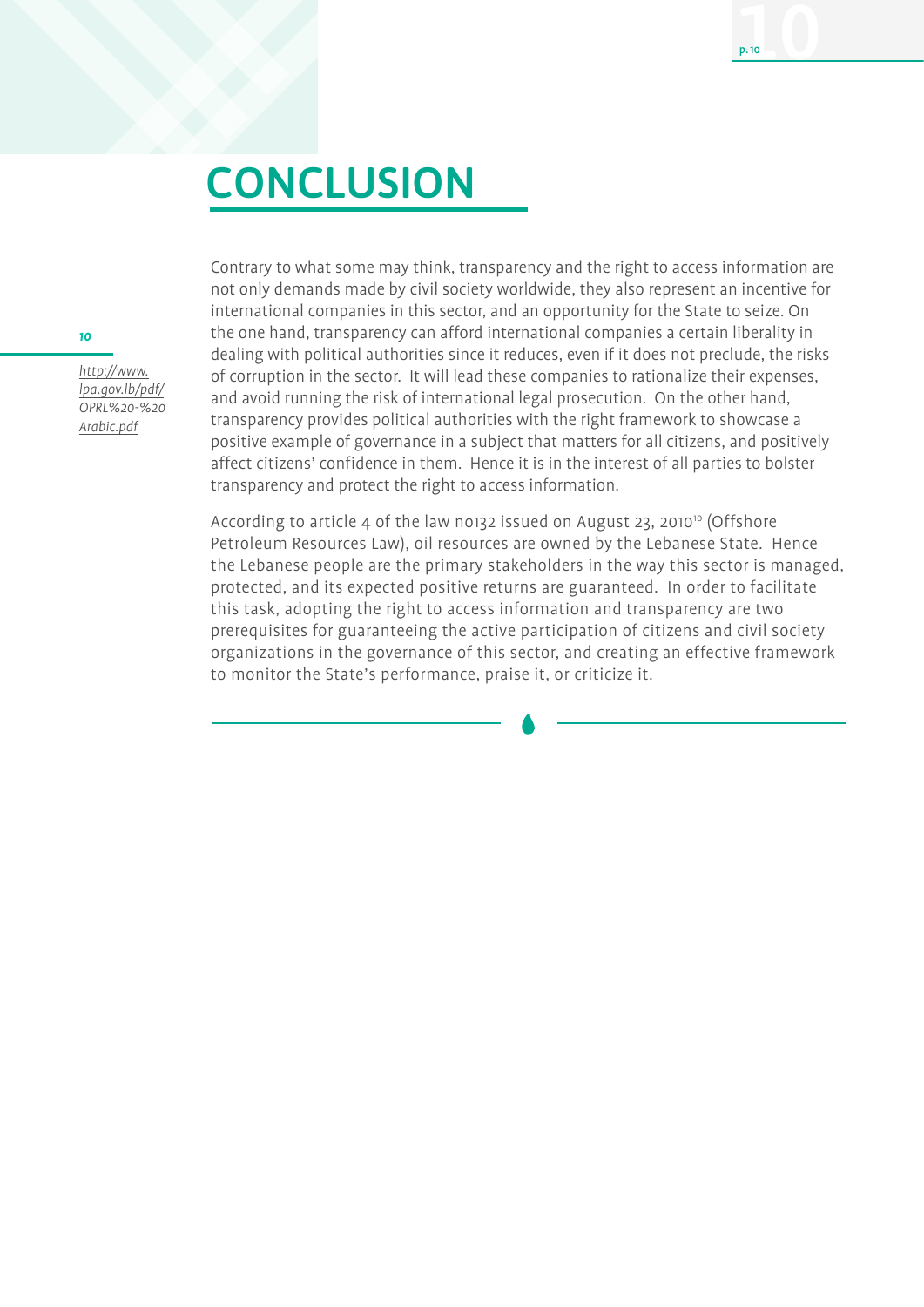# CONCLUSION

Contrary to what some may think, transparency and the right to access information are not only demands made by civil society worldwide, they also represent an incentive for international companies in this sector, and an opportunity for the State to seize. On the one hand, transparency can afford international companies a certain liberality in dealing with political authorities since it reduces, even if it does not preclude, the risks of corruption in the sector. It will lead these companies to rationalize their expenses, and avoid running the risk of international legal prosecution. On the other hand, transparency provides political authorities with the right framework to showcase a positive example of governance in a subject that matters for all citizens, and positively affect citizens' confidence in them. Hence it is in the interest of all parties to bolster transparency and protect the right to access information.

According to article 4 of the law no132 issued on August 23, 2010[10] (Offshore Petroleum Resources Law), oil resources are owned by the Lebanese State. Hence the Lebanese people are the primary stakeholders in the way this sector is managed, protected, and its expected positive returns are guaranteed. In order to facilitate this task, adopting the right to access information and transparency are two prerequisites for guaranteeing the active participation of citizens and civil society organizations in the governance of this sector, and creating an effective framework to monitor the State's performance, praise it, or criticize it.

---

10 http://www.lpa.gov.lb/pdf/OPRL%20-%20Arabic.pdf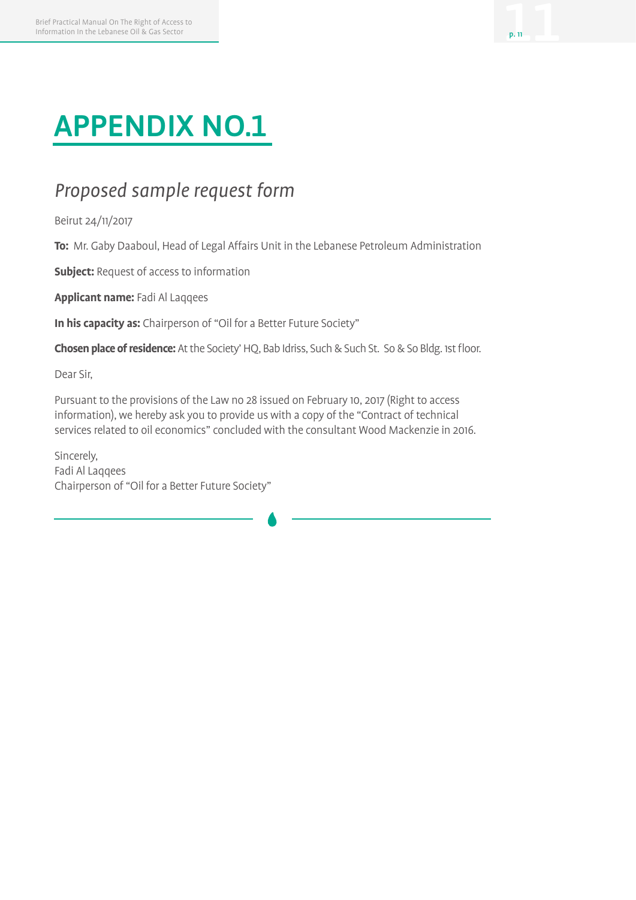# APPENDIX NO.1

## *Proposed sample request form*

Beirut 24/11/2017

**To:** Mr. Gaby Daaboul, Head of Legal Affairs Unit in the Lebanese Petroleum Administration

**Subject:** Request of access to information

**Applicant name:** Fadi Al Laqqees

**In his capacity as:** Chairperson of "Oil for a Better Future Society"

**Chosen place of residence:** At the Society' HQ, Bab Idriss, Such & Such St. So & So Bldg. 1st floor.

Dear Sir,

Pursuant to the provisions of the Law no 28 issued on February 10, 2017 (Right to access information), we hereby ask you to provide us with a copy of the "Contract of technical services related to oil economics" concluded with the consultant Wood Mackenzie in 2016.

Sincerely,
Fadi Al Laqqees
Chairperson of "Oil for a Better Future Society"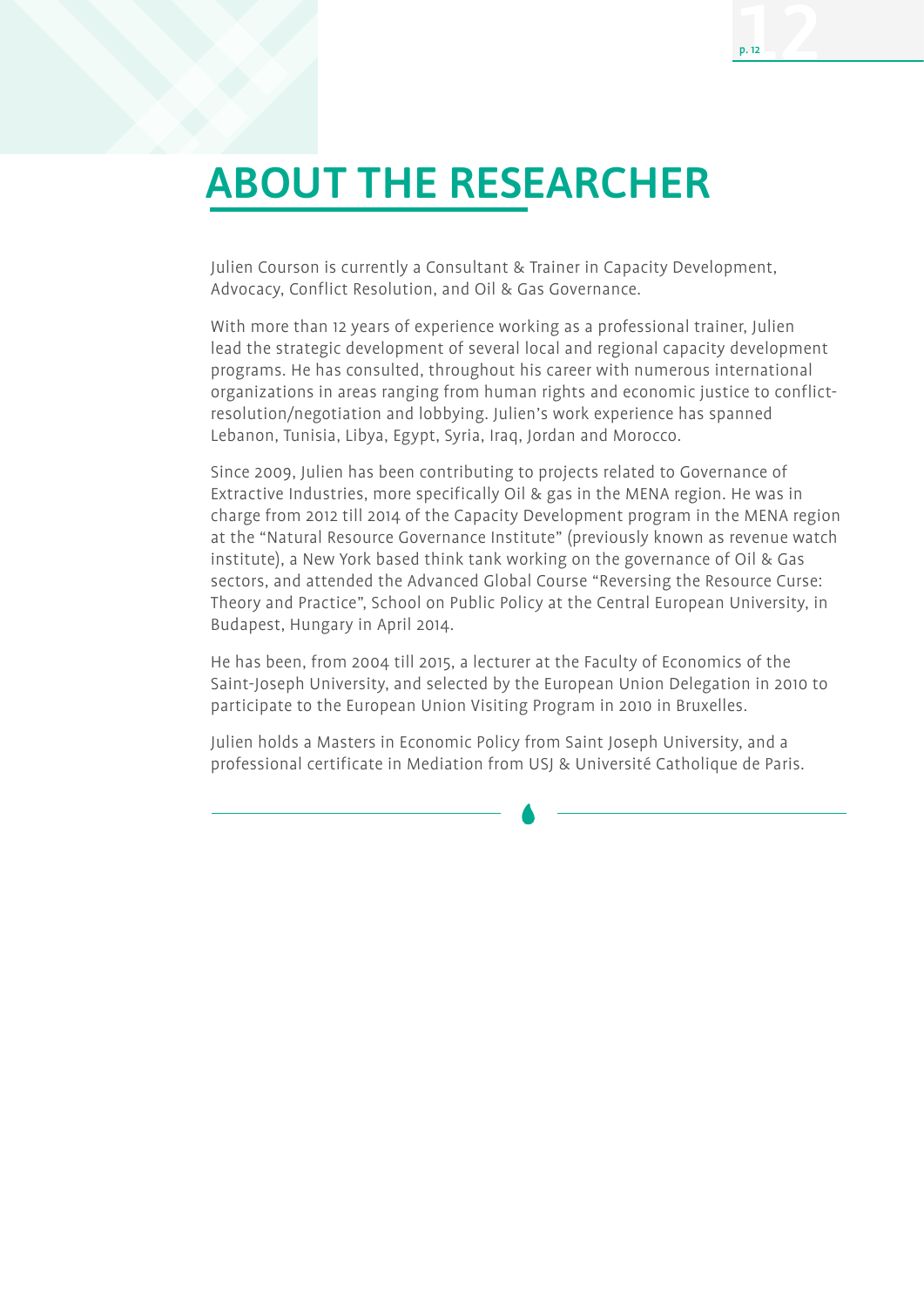# ABOUT THE RESEARCHER

Julien Courson is currently a Consultant & Trainer in Capacity Development, Advocacy, Conflict Resolution, and Oil & Gas Governance.

With more than 12 years of experience working as a professional trainer, Julien lead the strategic development of several local and regional capacity development programs. He has consulted, throughout his career with numerous international organizations in areas ranging from human rights and economic justice to conflict-resolution/negotiation and lobbying. Julien's work experience has spanned Lebanon, Tunisia, Libya, Egypt, Syria, Iraq, Jordan and Morocco.

Since 2009, Julien has been contributing to projects related to Governance of Extractive Industries, more specifically Oil & gas in the MENA region. He was in charge from 2012 till 2014 of the Capacity Development program in the MENA region at the "Natural Resource Governance Institute" (previously known as revenue watch institute), a New York based think tank working on the governance of Oil & Gas sectors, and attended the Advanced Global Course "Reversing the Resource Curse: Theory and Practice", School on Public Policy at the Central European University, in Budapest, Hungary in April 2014.

He has been, from 2004 till 2015, a lecturer at the Faculty of Economics of the Saint-Joseph University, and selected by the European Union Delegation in 2010 to participate to the European Union Visiting Program in 2010 in Bruxelles.

Julien holds a Masters in Economic Policy from Saint Joseph University, and a professional certificate in Mediation from USJ & Université Catholique de Paris.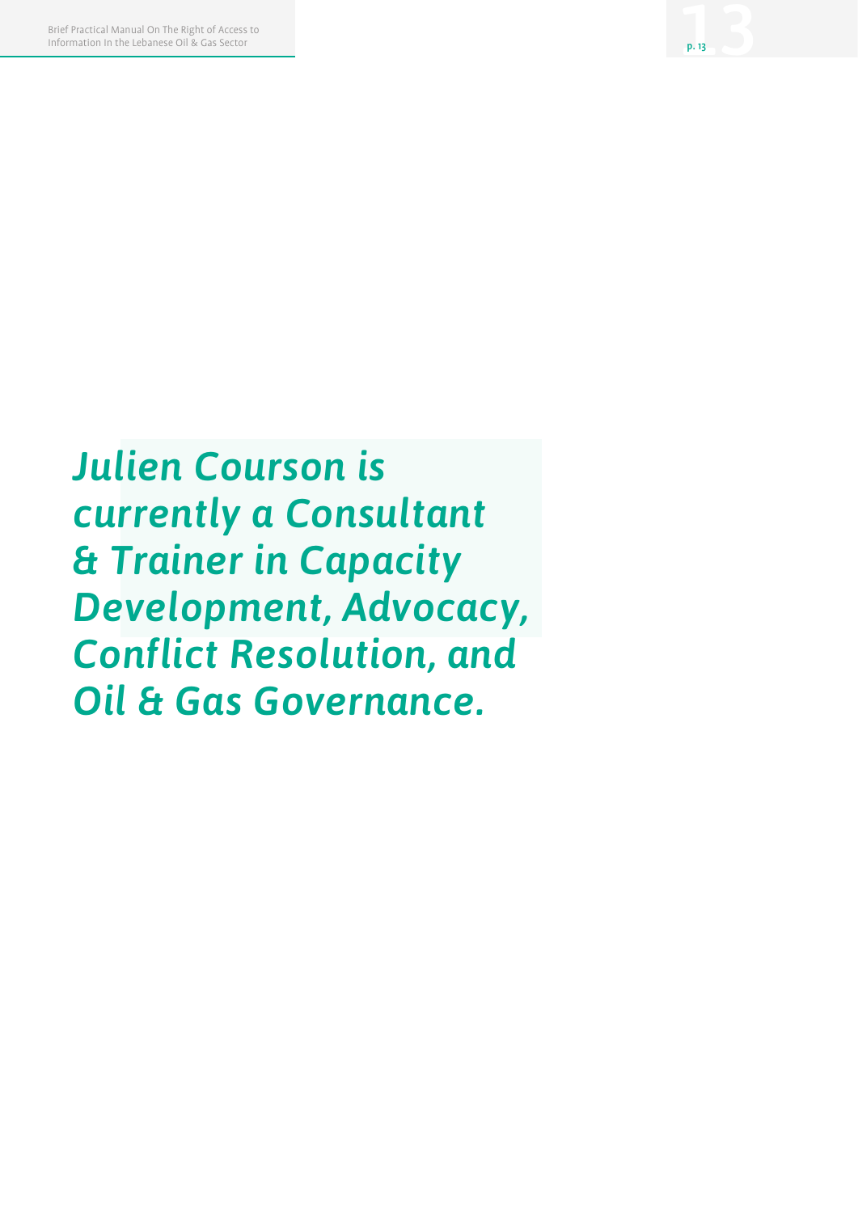***Julien Courson is currently a Consultant & Trainer in Capacity Development, Advocacy, Conflict Resolution, and Oil & Gas Governance.***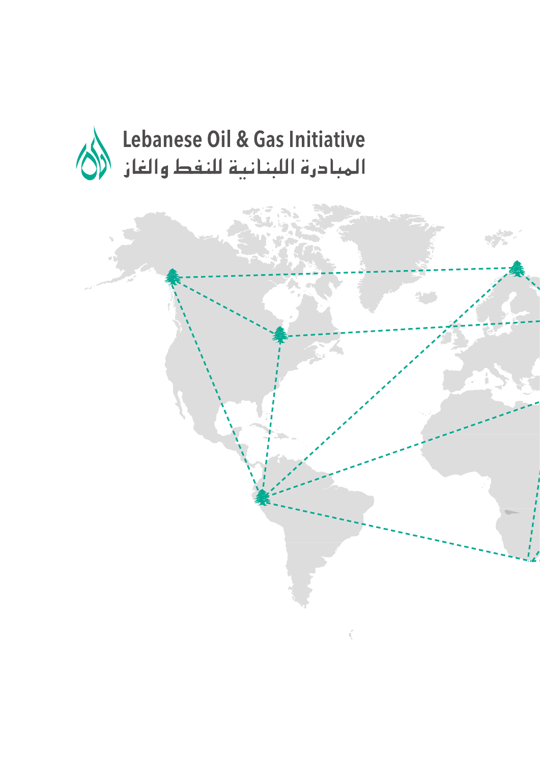Lebanese Oil & Gas Initiative

المبادرة اللبنانية للنفط والغاز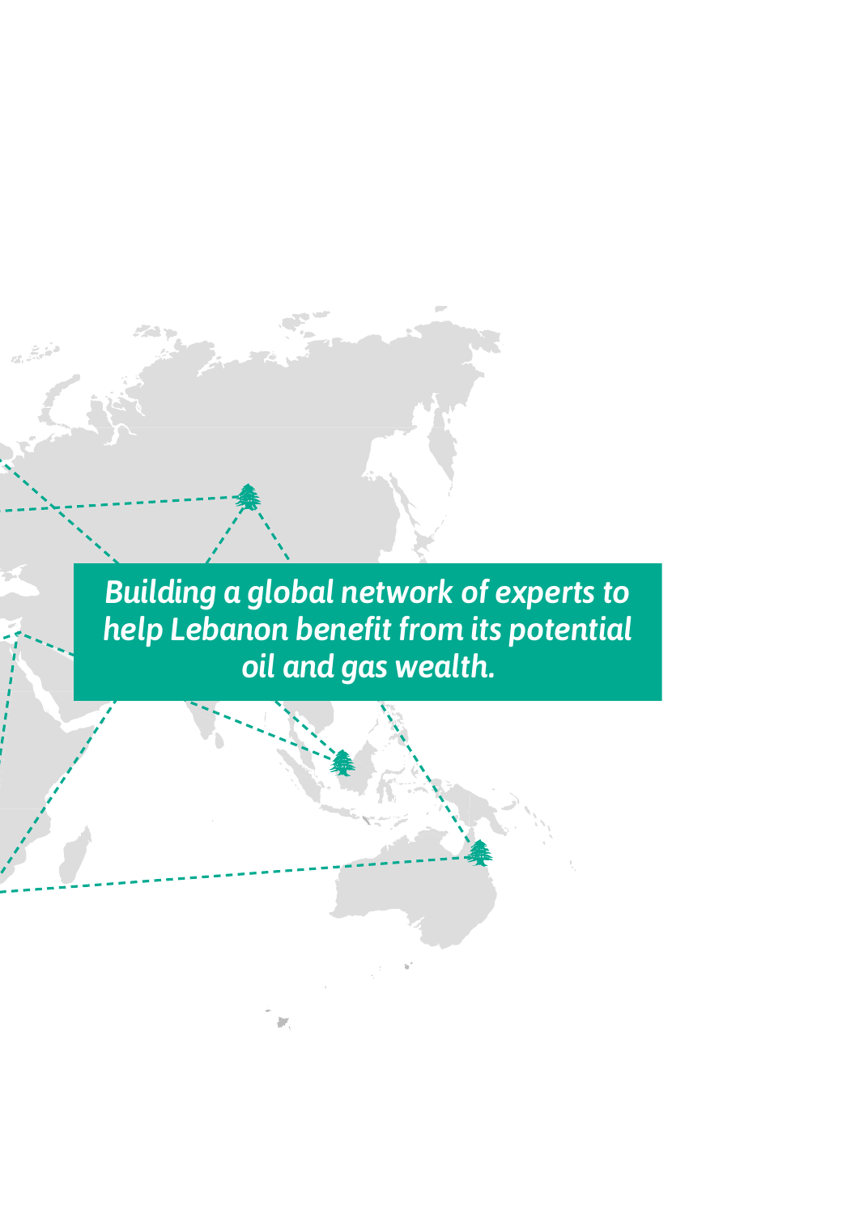*Building a global network of experts to help Lebanon benefit from its potential oil and gas wealth.*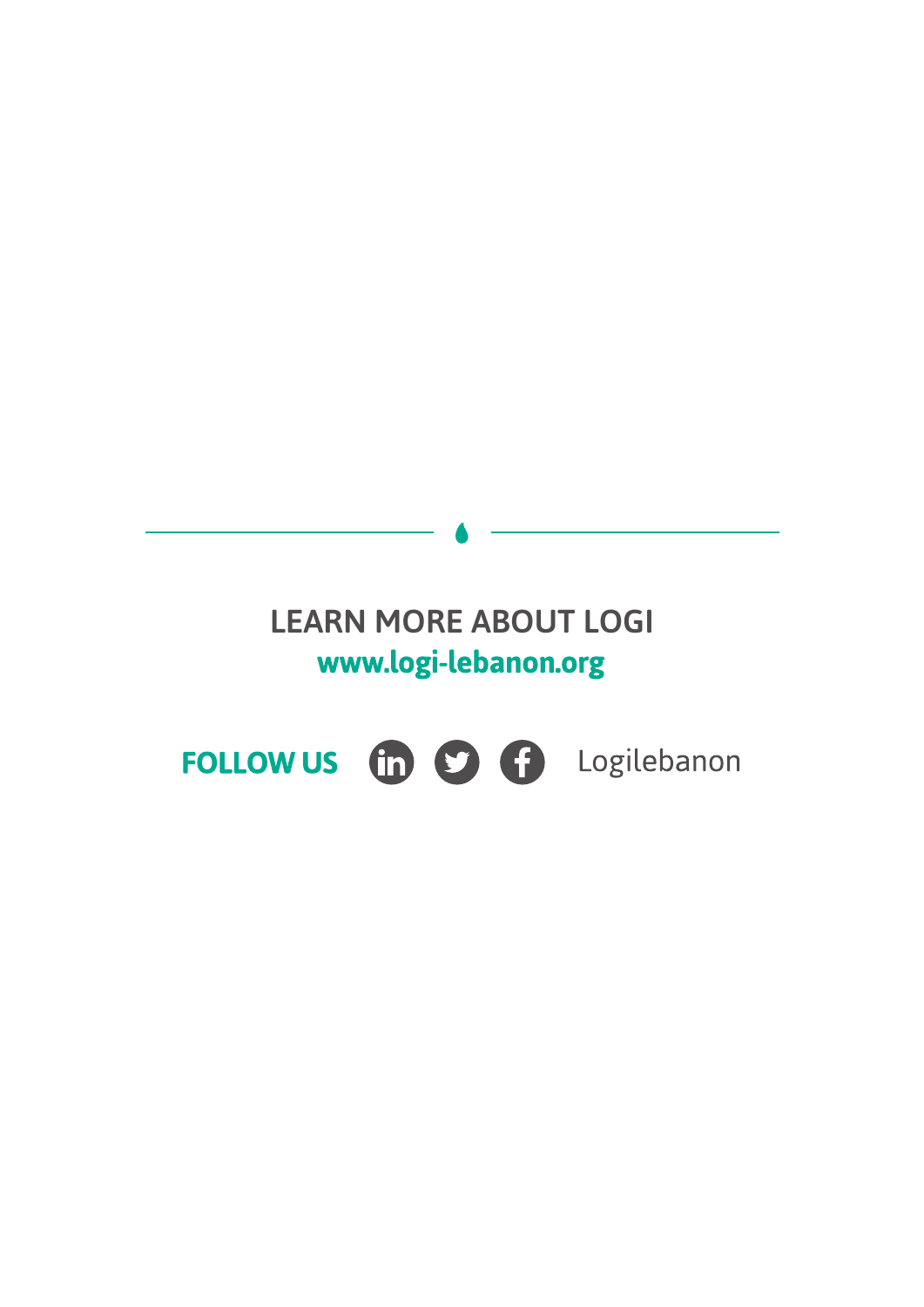**LEARN MORE ABOUT LOGI**

**www.logi-lebanon.org**

**FOLLOW US** Logilebanon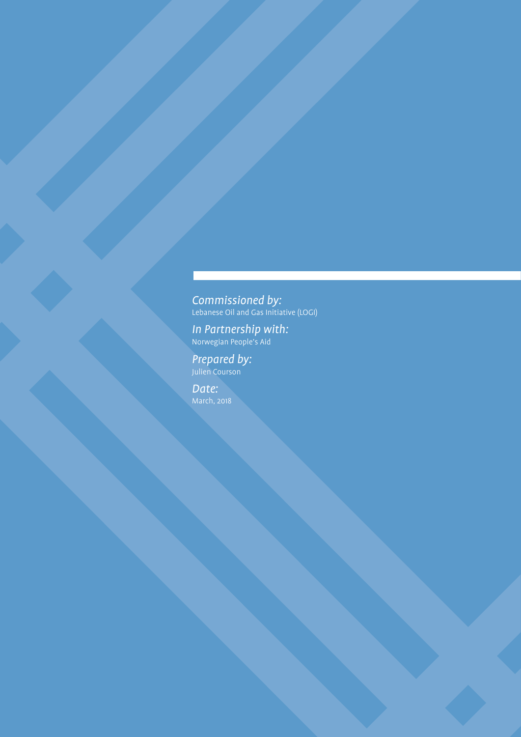*Commissioned by:*
Lebanese Oil and Gas Initiative (LOGI)

*In Partnership with:*
Norwegian People's Aid

*Prepared by:*
Julien Courson

*Date:*
March, 2018